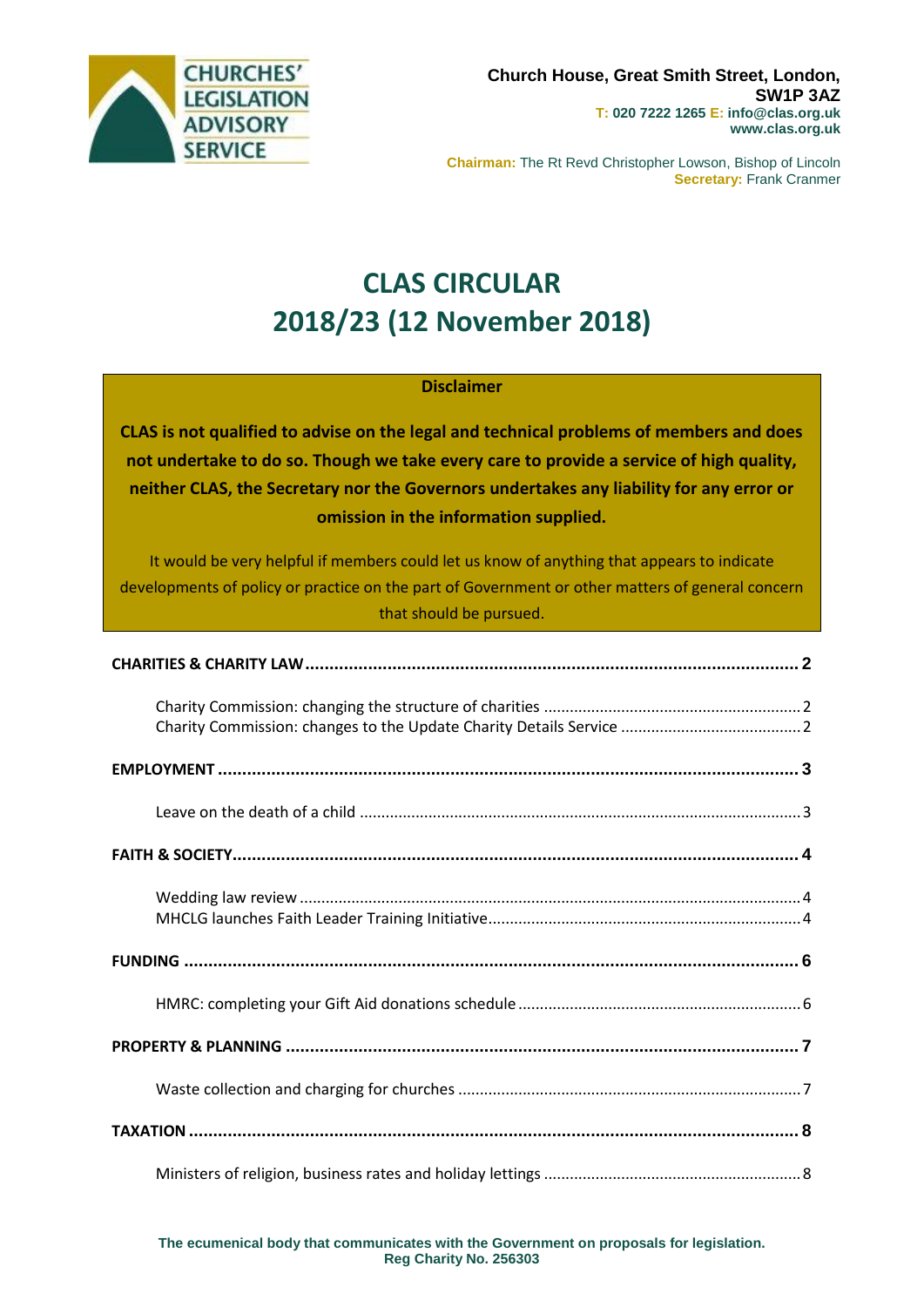CHURCHES' LEGISLATION ADVISORY SERVICE

**Church House, Great Smith Street, London, SW1P 3AZ**
**T: 020 7222 1265 E: info@clas.org.uk**
**www.clas.org.uk**

**Chairman:** The Rt Revd Christopher Lowson, Bishop of Lincoln
**Secretary:** Frank Cranmer

# CLAS CIRCULAR
# 2018/23 (12 November 2018)

**Disclaimer**

**CLAS is not qualified to advise on the legal and technical problems of members and does not undertake to do so. Though we take every care to provide a service of high quality, neither CLAS, the Secretary nor the Governors undertakes any liability for any error or omission in the information supplied.**

It would be very helpful if members could let us know of anything that appears to indicate developments of policy or practice on the part of Government or other matters of general concern that should be pursued.

**CHARITIES & CHARITY LAW** .......... **2**

- Charity Commission: changing the structure of charities .......... 2
- Charity Commission: changes to the Update Charity Details Service .......... 2

**EMPLOYMENT** .......... **3**

- Leave on the death of a child .......... 3

**FAITH & SOCIETY** .......... **4**

- Wedding law review .......... 4
- MHCLG launches Faith Leader Training Initiative .......... 4

**FUNDING** .......... **6**

- HMRC: completing your Gift Aid donations schedule .......... 6

**PROPERTY & PLANNING** .......... **7**

- Waste collection and charging for churches .......... 7

**TAXATION** .......... **8**

- Ministers of religion, business rates and holiday lettings .......... 8

**The ecumenical body that communicates with the Government on proposals for legislation.**
**Reg Charity No. 256303**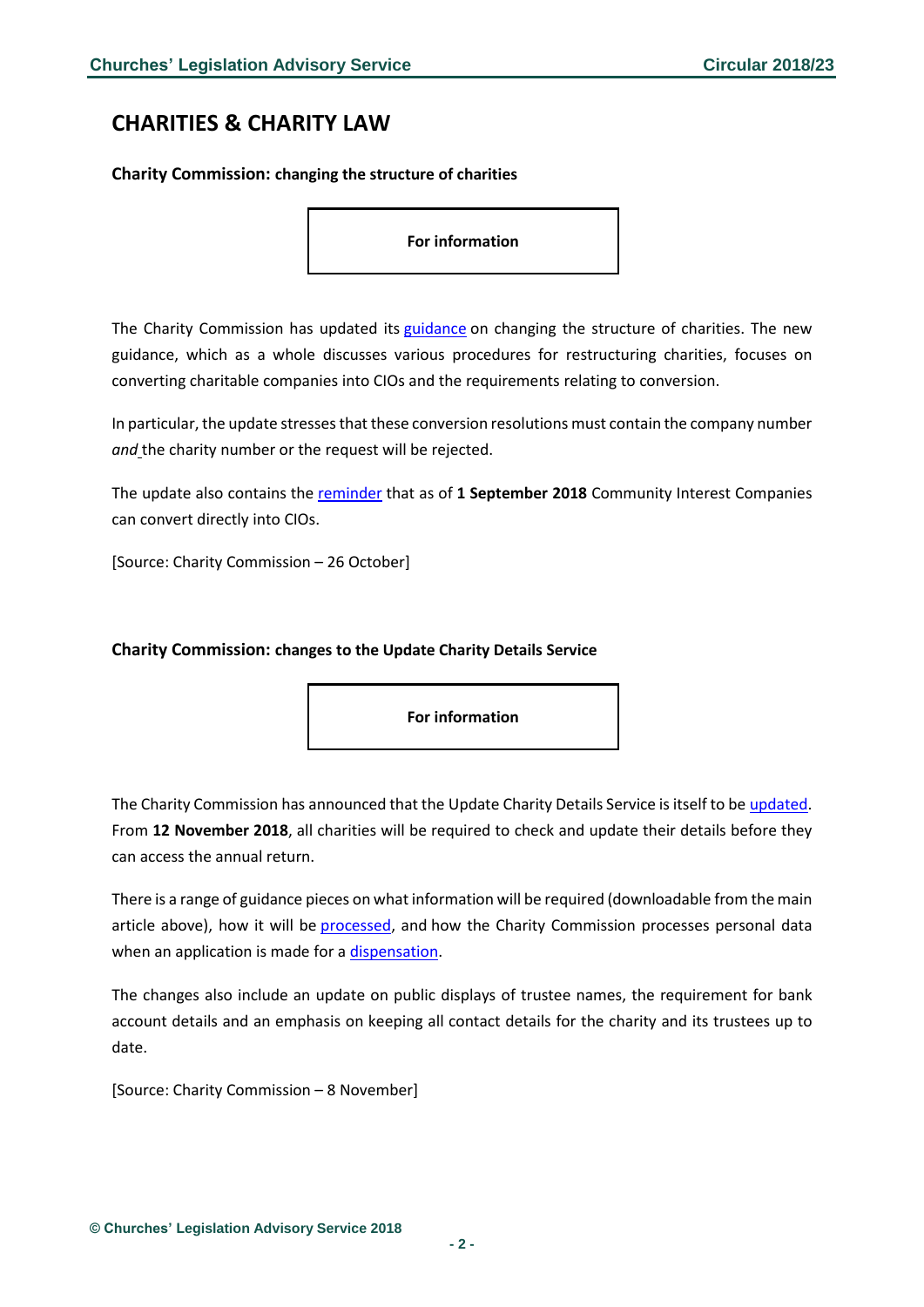## CHARITIES & CHARITY LAW

### Charity Commission: changing the structure of charities

**For information**

The Charity Commission has updated its guidance on changing the structure of charities. The new guidance, which as a whole discusses various procedures for restructuring charities, focuses on converting charitable companies into CIOs and the requirements relating to conversion.

In particular, the update stresses that these conversion resolutions must contain the company number *and* the charity number or the request will be rejected.

The update also contains the reminder that as of **1 September 2018** Community Interest Companies can convert directly into CIOs.

[Source: Charity Commission – 26 October]

### Charity Commission: changes to the Update Charity Details Service

**For information**

The Charity Commission has announced that the Update Charity Details Service is itself to be updated. From **12 November 2018**, all charities will be required to check and update their details before they can access the annual return.

There is a range of guidance pieces on what information will be required (downloadable from the main article above), how it will be processed, and how the Charity Commission processes personal data when an application is made for a dispensation.

The changes also include an update on public displays of trustee names, the requirement for bank account details and an emphasis on keeping all contact details for the charity and its trustees up to date.

[Source: Charity Commission – 8 November]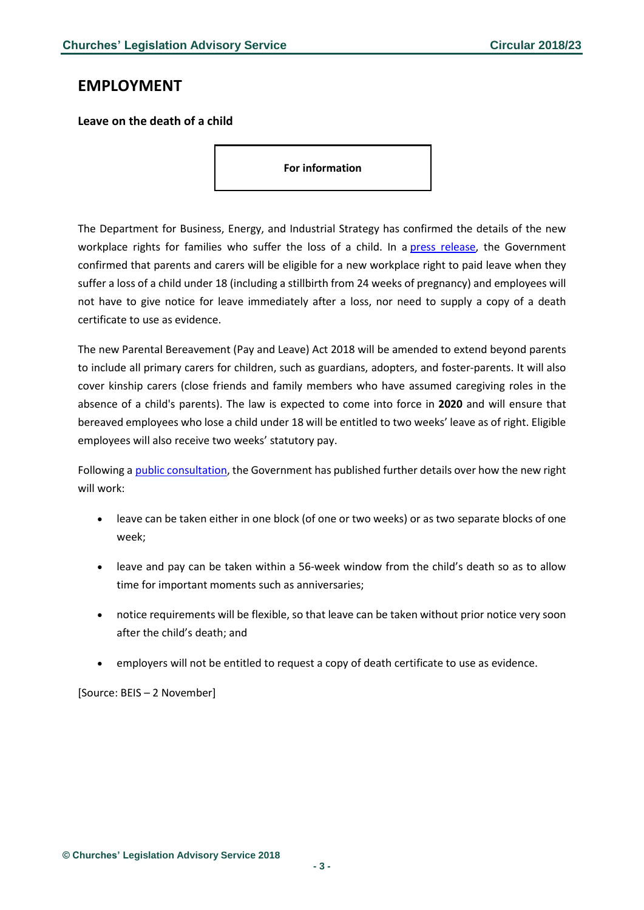# EMPLOYMENT

### Leave on the death of a child

**For information**

The Department for Business, Energy, and Industrial Strategy has confirmed the details of the new workplace rights for families who suffer the loss of a child. In a press release, the Government confirmed that parents and carers will be eligible for a new workplace right to paid leave when they suffer a loss of a child under 18 (including a stillbirth from 24 weeks of pregnancy) and employees will not have to give notice for leave immediately after a loss, nor need to supply a copy of a death certificate to use as evidence.

The new Parental Bereavement (Pay and Leave) Act 2018 will be amended to extend beyond parents to include all primary carers for children, such as guardians, adopters, and foster-parents. It will also cover kinship carers (close friends and family members who have assumed caregiving roles in the absence of a child's parents). The law is expected to come into force in **2020** and will ensure that bereaved employees who lose a child under 18 will be entitled to two weeks' leave as of right. Eligible employees will also receive two weeks' statutory pay.

Following a public consultation, the Government has published further details over how the new right will work:

- leave can be taken either in one block (of one or two weeks) or as two separate blocks of one week;
- leave and pay can be taken within a 56-week window from the child's death so as to allow time for important moments such as anniversaries;
- notice requirements will be flexible, so that leave can be taken without prior notice very soon after the child's death; and
- employers will not be entitled to request a copy of death certificate to use as evidence.

[Source: BEIS – 2 November]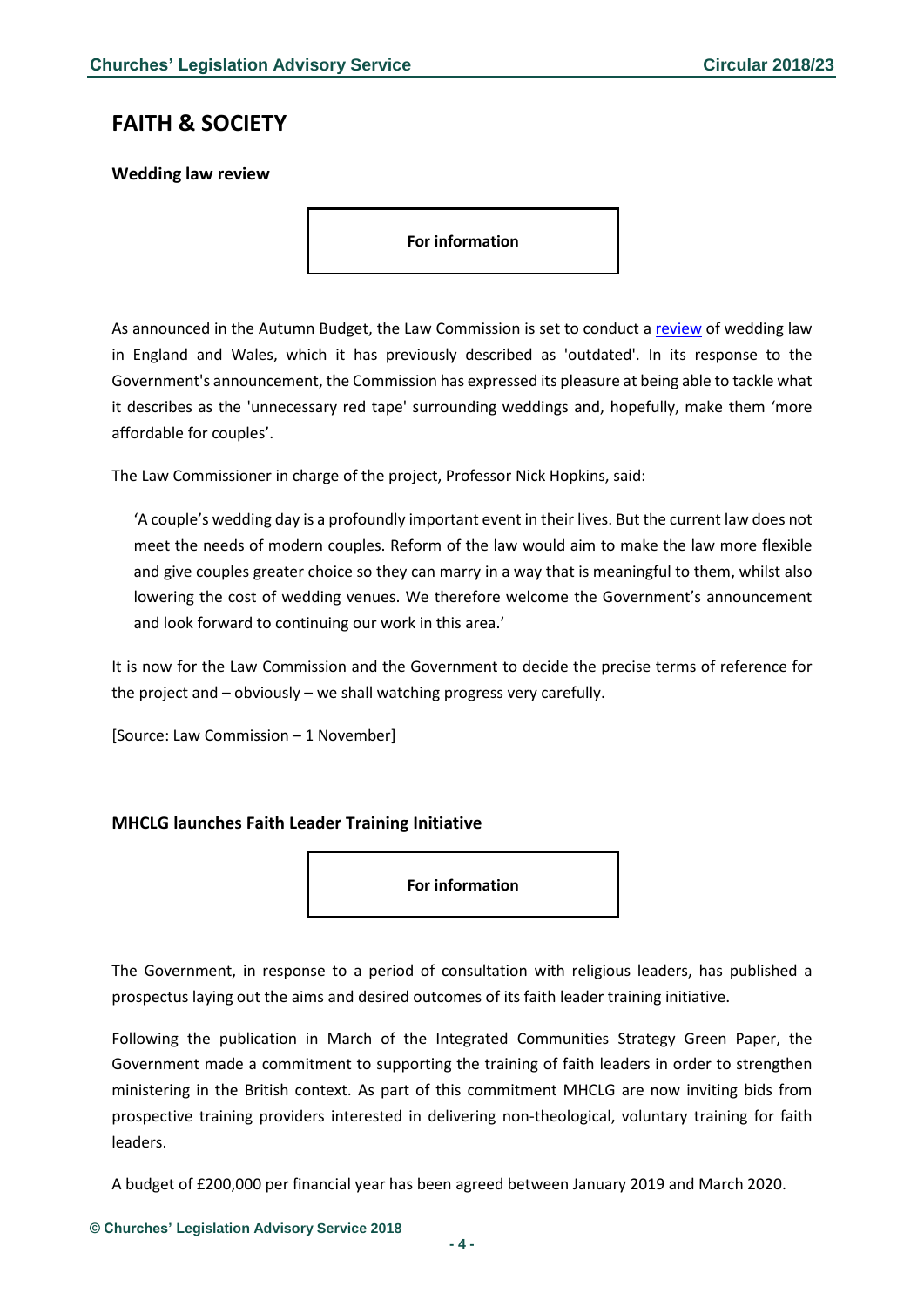# FAITH & SOCIETY

### Wedding law review

**For information**

As announced in the Autumn Budget, the Law Commission is set to conduct a review of wedding law in England and Wales, which it has previously described as 'outdated'. In its response to the Government's announcement, the Commission has expressed its pleasure at being able to tackle what it describes as the 'unnecessary red tape' surrounding weddings and, hopefully, make them 'more affordable for couples'.

The Law Commissioner in charge of the project, Professor Nick Hopkins, said:

> 'A couple's wedding day is a profoundly important event in their lives. But the current law does not meet the needs of modern couples. Reform of the law would aim to make the law more flexible and give couples greater choice so they can marry in a way that is meaningful to them, whilst also lowering the cost of wedding venues. We therefore welcome the Government's announcement and look forward to continuing our work in this area.'

It is now for the Law Commission and the Government to decide the precise terms of reference for the project and – obviously – we shall watching progress very carefully.

[Source: Law Commission – 1 November]

### MHCLG launches Faith Leader Training Initiative

**For information**

The Government, in response to a period of consultation with religious leaders, has published a prospectus laying out the aims and desired outcomes of its faith leader training initiative.

Following the publication in March of the Integrated Communities Strategy Green Paper, the Government made a commitment to supporting the training of faith leaders in order to strengthen ministering in the British context. As part of this commitment MHCLG are now inviting bids from prospective training providers interested in delivering non-theological, voluntary training for faith leaders.

A budget of £200,000 per financial year has been agreed between January 2019 and March 2020.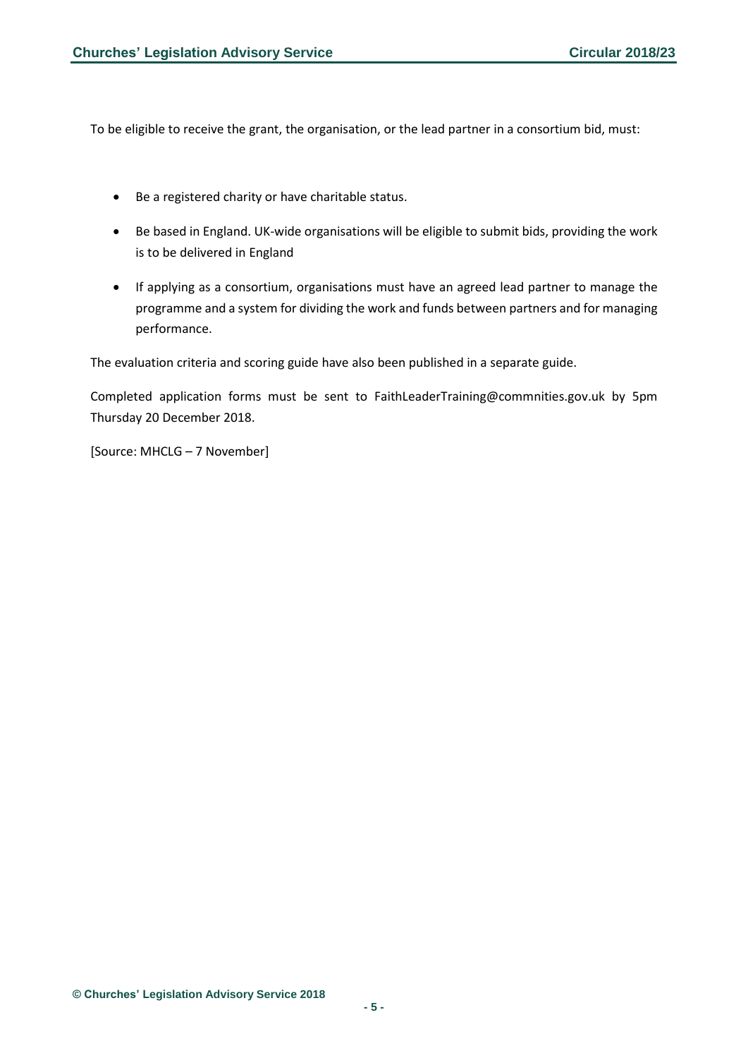To be eligible to receive the grant, the organisation, or the lead partner in a consortium bid, must:

- Be a registered charity or have charitable status.
- Be based in England. UK-wide organisations will be eligible to submit bids, providing the work is to be delivered in England
- If applying as a consortium, organisations must have an agreed lead partner to manage the programme and a system for dividing the work and funds between partners and for managing performance.

The evaluation criteria and scoring guide have also been published in a separate guide.

Completed application forms must be sent to FaithLeaderTraining@commnities.gov.uk by 5pm Thursday 20 December 2018.

[Source: MHCLG – 7 November]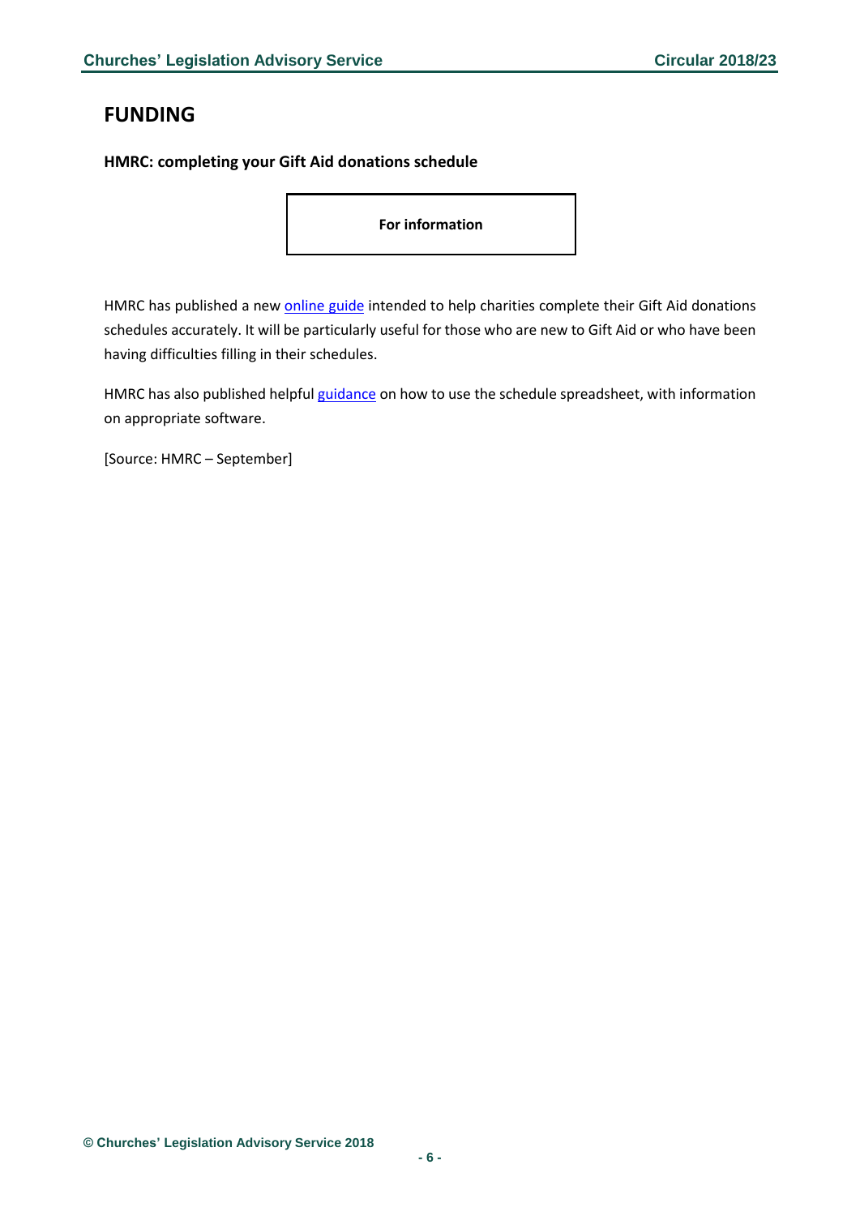# FUNDING

### HMRC: completing your Gift Aid donations schedule

**For information**

HMRC has published a new online guide intended to help charities complete their Gift Aid donations schedules accurately. It will be particularly useful for those who are new to Gift Aid or who have been having difficulties filling in their schedules.

HMRC has also published helpful guidance on how to use the schedule spreadsheet, with information on appropriate software.

[Source: HMRC – September]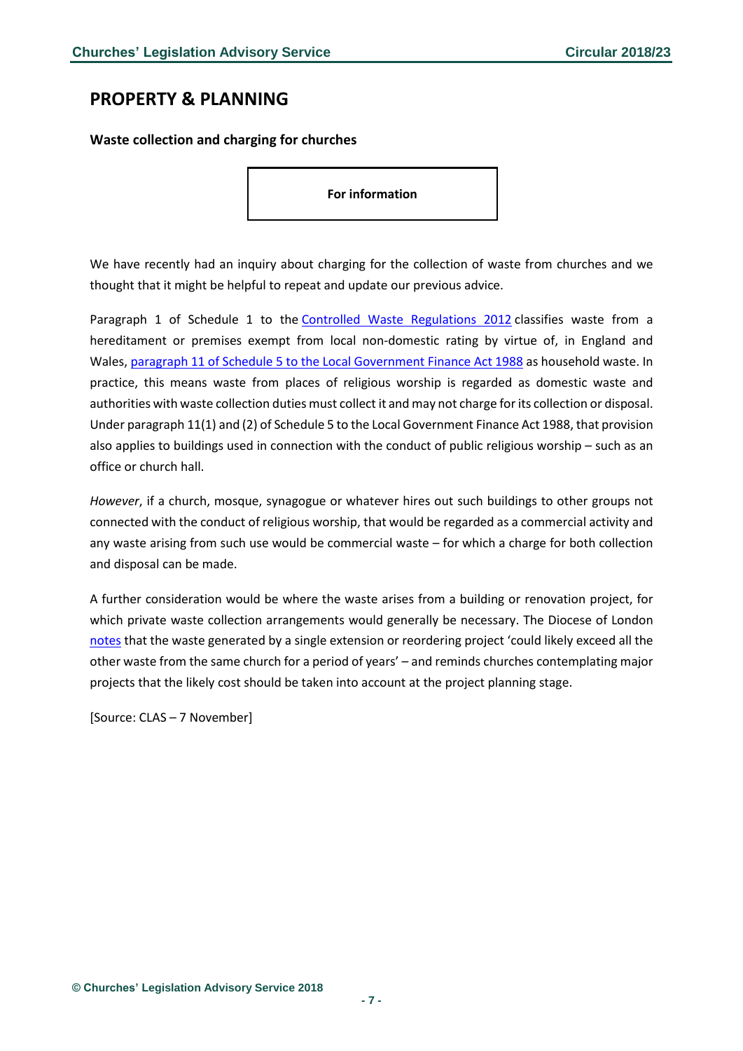## PROPERTY & PLANNING

### Waste collection and charging for churches

**For information**

We have recently had an inquiry about charging for the collection of waste from churches and we thought that it might be helpful to repeat and update our previous advice.

Paragraph 1 of Schedule 1 to the Controlled Waste Regulations 2012 classifies waste from a hereditament or premises exempt from local non-domestic rating by virtue of, in England and Wales, paragraph 11 of Schedule 5 to the Local Government Finance Act 1988 as household waste. In practice, this means waste from places of religious worship is regarded as domestic waste and authorities with waste collection duties must collect it and may not charge for its collection or disposal. Under paragraph 11(1) and (2) of Schedule 5 to the Local Government Finance Act 1988, that provision also applies to buildings used in connection with the conduct of public religious worship – such as an office or church hall.

*However*, if a church, mosque, synagogue or whatever hires out such buildings to other groups not connected with the conduct of religious worship, that would be regarded as a commercial activity and any waste arising from such use would be commercial waste – for which a charge for both collection and disposal can be made.

A further consideration would be where the waste arises from a building or renovation project, for which private waste collection arrangements would generally be necessary. The Diocese of London notes that the waste generated by a single extension or reordering project 'could likely exceed all the other waste from the same church for a period of years' – and reminds churches contemplating major projects that the likely cost should be taken into account at the project planning stage.

[Source: CLAS – 7 November]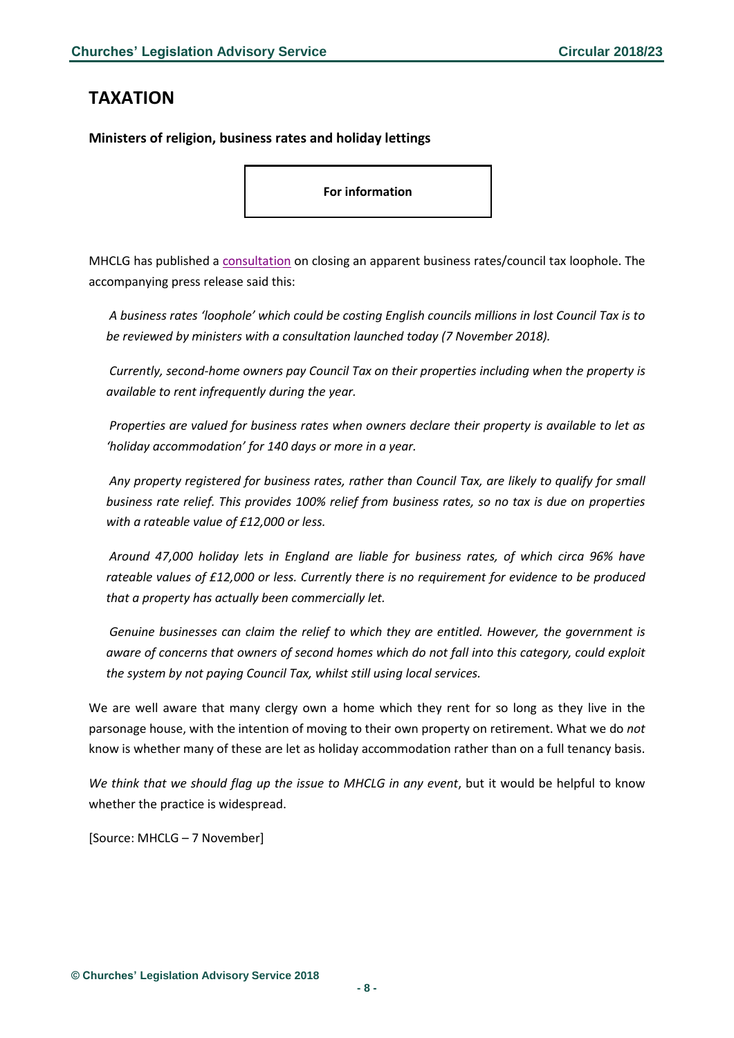# TAXATION

## Ministers of religion, business rates and holiday lettings

**For information**

MHCLG has published a consultation on closing an apparent business rates/council tax loophole. The accompanying press release said this:

> *A business rates 'loophole' which could be costing English councils millions in lost Council Tax is to be reviewed by ministers with a consultation launched today (7 November 2018).*
>
> *Currently, second-home owners pay Council Tax on their properties including when the property is available to rent infrequently during the year.*
>
> *Properties are valued for business rates when owners declare their property is available to let as 'holiday accommodation' for 140 days or more in a year.*
>
> *Any property registered for business rates, rather than Council Tax, are likely to qualify for small business rate relief. This provides 100% relief from business rates, so no tax is due on properties with a rateable value of £12,000 or less.*
>
> *Around 47,000 holiday lets in England are liable for business rates, of which circa 96% have rateable values of £12,000 or less. Currently there is no requirement for evidence to be produced that a property has actually been commercially let.*
>
> *Genuine businesses can claim the relief to which they are entitled. However, the government is aware of concerns that owners of second homes which do not fall into this category, could exploit the system by not paying Council Tax, whilst still using local services.*

We are well aware that many clergy own a home which they rent for so long as they live in the parsonage house, with the intention of moving to their own property on retirement. What we do *not* know is whether many of these are let as holiday accommodation rather than on a full tenancy basis.

*We think that we should flag up the issue to MHCLG in any event*, but it would be helpful to know whether the practice is widespread.

[Source: MHCLG – 7 November]